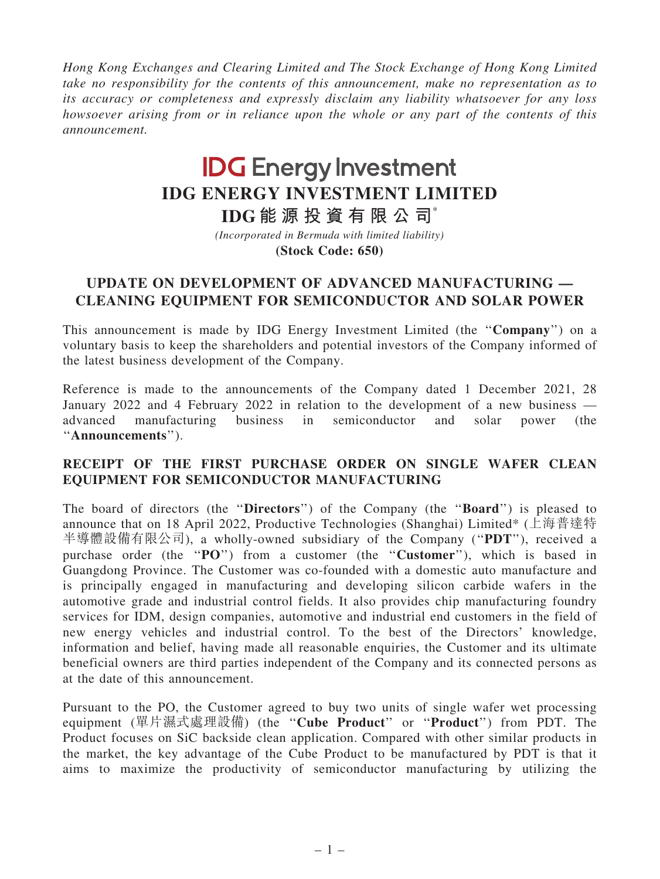*Hong Kong Exchanges and Clearing Limited and The Stock Exchange of Hong Kong Limited take no responsibility for the contents of this announcement, make no representation as to its accuracy or completeness and expressly disclaim any liability whatsoever for any loss howsoever arising from or in reliance upon the whole or any part of the contents of this announcement.*

**IDG Energy Investment**

# IDG ENERGY INVESTMENT LIMITED

# IDG能源投資有限公司*

*(Incorporated in Bermuda with limited liability)*

**(Stock Code: 650)**

## UPDATE ON DEVELOPMENT OF ADVANCED MANUFACTURING — CLEANING EQUIPMENT FOR SEMICONDUCTOR AND SOLAR POWER

This announcement is made by IDG Energy Investment Limited (the "**Company**") on a voluntary basis to keep the shareholders and potential investors of the Company informed of the latest business development of the Company.

Reference is made to the announcements of the Company dated 1 December 2021, 28 January 2022 and 4 February 2022 in relation to the development of a new business — advanced manufacturing business in semiconductor and solar power (the "**Announcements**").

### RECEIPT OF THE FIRST PURCHASE ORDER ON SINGLE WAFER CLEAN EQUIPMENT FOR SEMICONDUCTOR MANUFACTURING

The board of directors (the "**Directors**") of the Company (the "**Board**") is pleased to announce that on 18 April 2022, Productive Technologies (Shanghai) Limited* (上海普達特半導體設備有限公司), a wholly-owned subsidiary of the Company ("**PDT**"), received a purchase order (the "**PO**") from a customer (the "**Customer**"), which is based in Guangdong Province. The Customer was co-founded with a domestic auto manufacture and is principally engaged in manufacturing and developing silicon carbide wafers in the automotive grade and industrial control fields. It also provides chip manufacturing foundry services for IDM, design companies, automotive and industrial end customers in the field of new energy vehicles and industrial control. To the best of the Directors' knowledge, information and belief, having made all reasonable enquiries, the Customer and its ultimate beneficial owners are third parties independent of the Company and its connected persons as at the date of this announcement.

Pursuant to the PO, the Customer agreed to buy two units of single wafer wet processing equipment (單片濕式處理設備) (the "**Cube Product**" or "**Product**") from PDT. The Product focuses on SiC backside clean application. Compared with other similar products in the market, the key advantage of the Cube Product to be manufactured by PDT is that it aims to maximize the productivity of semiconductor manufacturing by utilizing the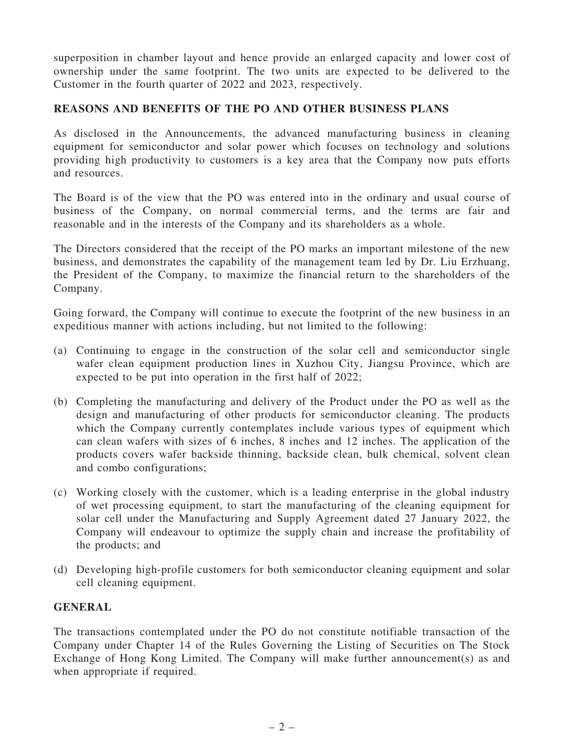superposition in chamber layout and hence provide an enlarged capacity and lower cost of ownership under the same footprint. The two units are expected to be delivered to the Customer in the fourth quarter of 2022 and 2023, respectively.

## REASONS AND BENEFITS OF THE PO AND OTHER BUSINESS PLANS

As disclosed in the Announcements, the advanced manufacturing business in cleaning equipment for semiconductor and solar power which focuses on technology and solutions providing high productivity to customers is a key area that the Company now puts efforts and resources.

The Board is of the view that the PO was entered into in the ordinary and usual course of business of the Company, on normal commercial terms, and the terms are fair and reasonable and in the interests of the Company and its shareholders as a whole.

The Directors considered that the receipt of the PO marks an important milestone of the new business, and demonstrates the capability of the management team led by Dr. Liu Erzhuang, the President of the Company, to maximize the financial return to the shareholders of the Company.

Going forward, the Company will continue to execute the footprint of the new business in an expeditious manner with actions including, but not limited to the following:

(a) Continuing to engage in the construction of the solar cell and semiconductor single wafer clean equipment production lines in Xuzhou City, Jiangsu Province, which are expected to be put into operation in the first half of 2022;

(b) Completing the manufacturing and delivery of the Product under the PO as well as the design and manufacturing of other products for semiconductor cleaning. The products which the Company currently contemplates include various types of equipment which can clean wafers with sizes of 6 inches, 8 inches and 12 inches. The application of the products covers wafer backside thinning, backside clean, bulk chemical, solvent clean and combo configurations;

(c) Working closely with the customer, which is a leading enterprise in the global industry of wet processing equipment, to start the manufacturing of the cleaning equipment for solar cell under the Manufacturing and Supply Agreement dated 27 January 2022, the Company will endeavour to optimize the supply chain and increase the profitability of the products; and

(d) Developing high-profile customers for both semiconductor cleaning equipment and solar cell cleaning equipment.

## GENERAL

The transactions contemplated under the PO do not constitute notifiable transaction of the Company under Chapter 14 of the Rules Governing the Listing of Securities on The Stock Exchange of Hong Kong Limited. The Company will make further announcement(s) as and when appropriate if required.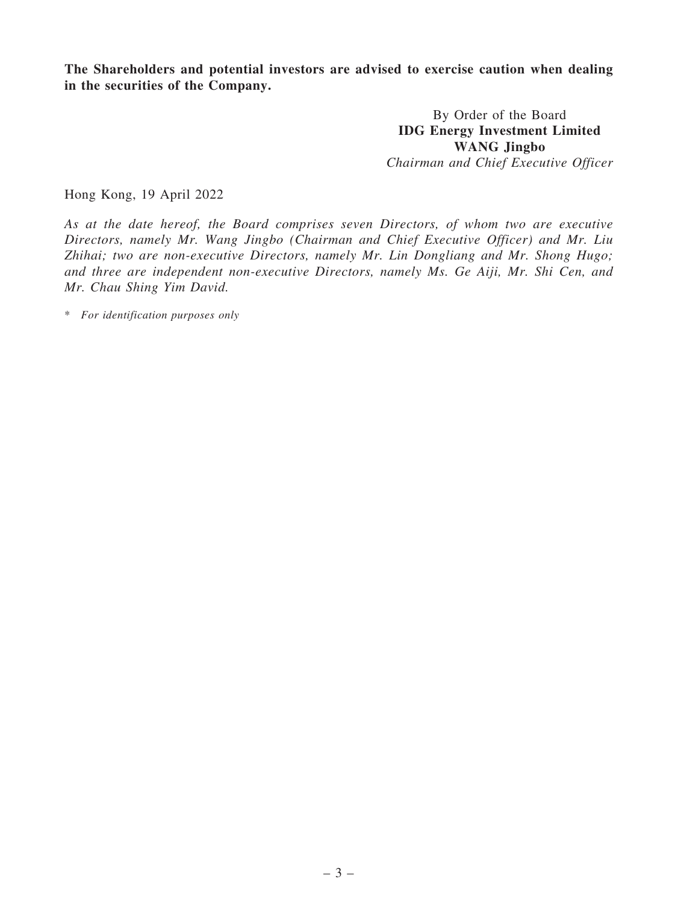**The Shareholders and potential investors are advised to exercise caution when dealing in the securities of the Company.**

By Order of the Board
**IDG Energy Investment Limited**
**WANG Jingbo**
*Chairman and Chief Executive Officer*

Hong Kong, 19 April 2022

*As at the date hereof, the Board comprises seven Directors, of whom two are executive Directors, namely Mr. Wang Jingbo (Chairman and Chief Executive Officer) and Mr. Liu Zhihai; two are non-executive Directors, namely Mr. Lin Dongliang and Mr. Shong Hugo; and three are independent non-executive Directors, namely Ms. Ge Aiji, Mr. Shi Cen, and Mr. Chau Shing Yim David.*

\* *For identification purposes only*